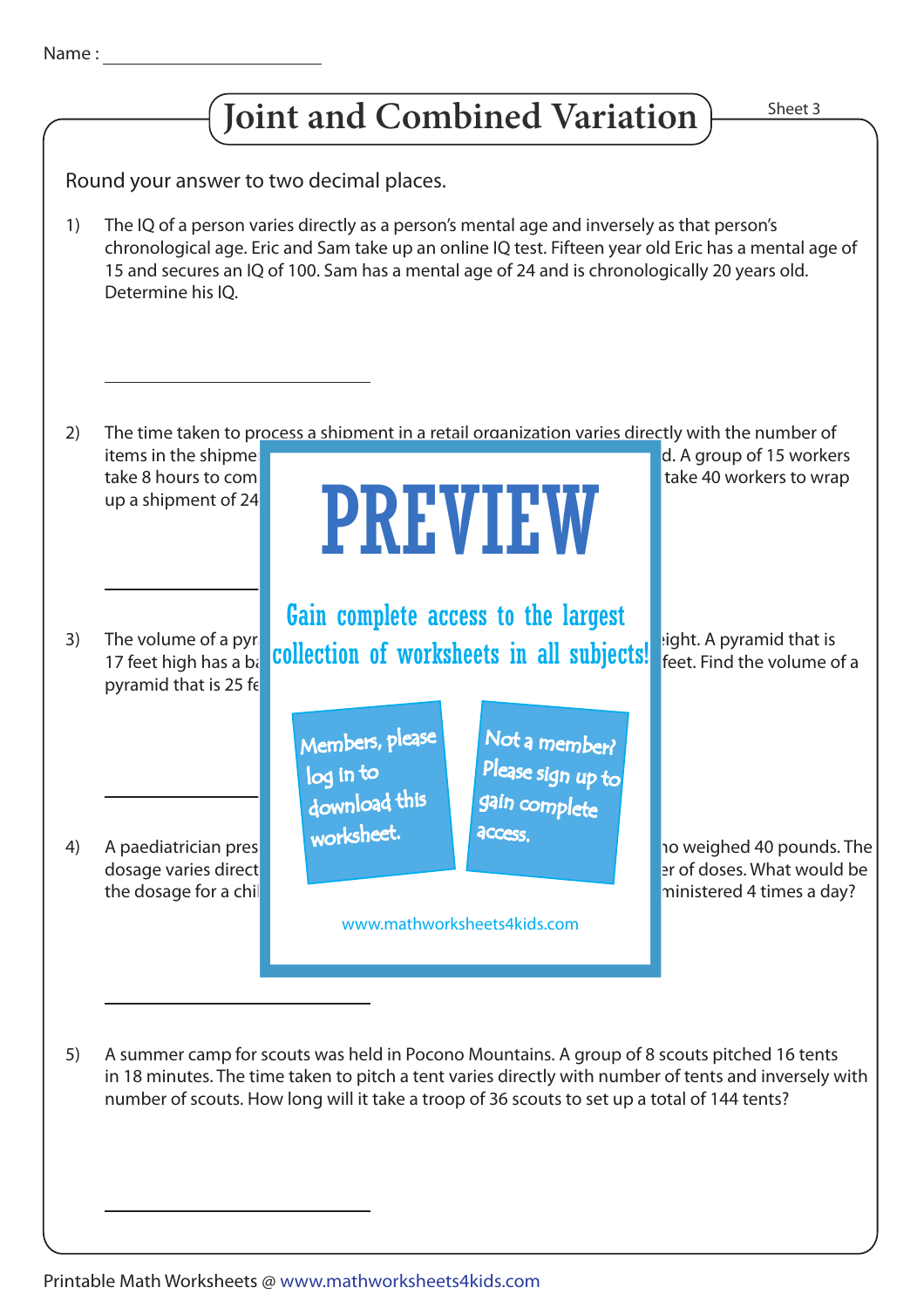Name : ____________________

# Joint and Combined Variation

Sheet 3

Round your answer to two decimal places.

1) The IQ of a person varies directly as a person's mental age and inversely as that person's chronological age. Eric and Sam take up an online IQ test. Fifteen year old Eric has a mental age of 15 and secures an IQ of 100. Sam has a mental age of 24 and is chronologically 20 years old. Determine his IQ.

____________________

2) The time taken to process a shipment in a retail organization varies directly with the number of items in the shipme d. A group of 15 workers take 8 hours to com take 40 workers to wrap up a shipment of 24

____________________

3) The volume of a pyr eight. A pyramid that is 17 feet high has a ba feet. Find the volume of a pyramid that is 25 fe

____________________

4) A paediatrician pres ho weighed 40 pounds. The dosage varies direct er of doses. What would be the dosage for a chil ministered 4 times a day?

____________________

5) A summer camp for scouts was held in Pocono Mountains. A group of 8 scouts pitched 16 tents in 18 minutes. The time taken to pitch a tent varies directly with number of tents and inversely with number of scouts. How long will it take a troop of 36 scouts to set up a total of 144 tents?

____________________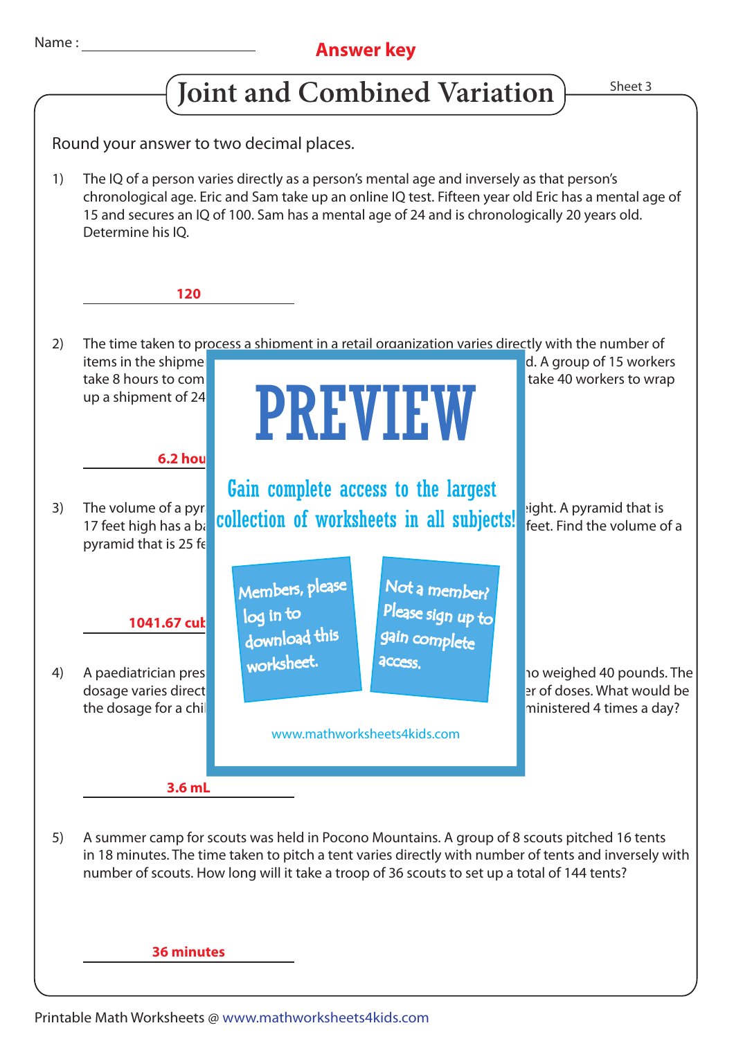Name :

**Answer key**

# Joint and Combined Variation

Sheet 3

Round your answer to two decimal places.

1) The IQ of a person varies directly as a person's mental age and inversely as that person's chronological age. Eric and Sam take up an online IQ test. Fifteen year old Eric has a mental age of 15 and secures an IQ of 100. Sam has a mental age of 24 and is chronologically 20 years old. Determine his IQ.

**120**

2) The time taken to process a shipment in a retail organization varies directly with the number of items in the shipme d. A group of 15 workers take 8 hours to com take 40 workers to wrap up a shipment of 24

**6.2 hou**

3) The volume of a pyr eight. A pyramid that is 17 feet high has a ba feet. Find the volume of a pyramid that is 25 fe

**1041.67 cub**

4) A paediatrician pres ho weighed 40 pounds. The dosage varies direct er of doses. What would be the dosage for a chil ministered 4 times a day?

**3.6 mL**

5) A summer camp for scouts was held in Pocono Mountains. A group of 8 scouts pitched 16 tents in 18 minutes. The time taken to pitch a tent varies directly with number of tents and inversely with number of scouts. How long will it take a troop of 36 scouts to set up a total of 144 tents?

**36 minutes**

PREVIEW

Gain complete access to the largest collection of worksheets in all subjects!

Members, please log in to download this worksheet.

Not a member? Please sign up to gain complete access.

www.mathworksheets4kids.com